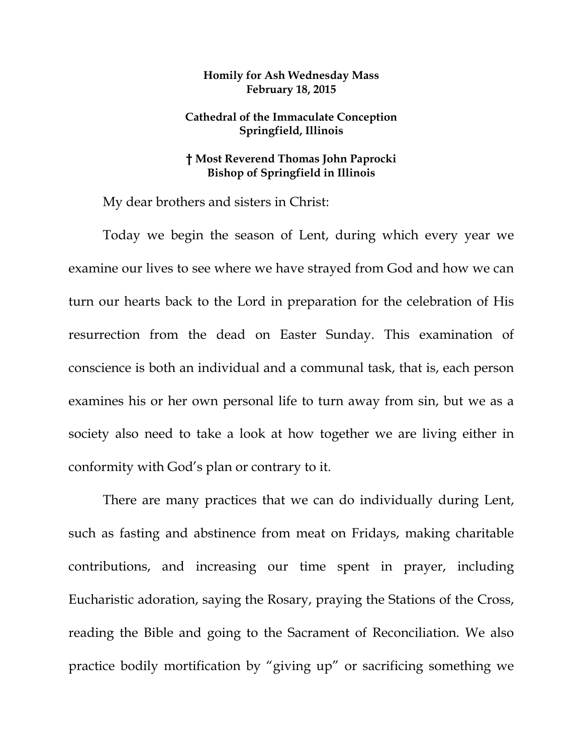**Homily for Ash Wednesday Mass**
**February 18, 2015**

**Cathedral of the Immaculate Conception**
**Springfield, Illinois**

**† Most Reverend Thomas John Paprocki**
**Bishop of Springfield in Illinois**

My dear brothers and sisters in Christ:

Today we begin the season of Lent, during which every year we examine our lives to see where we have strayed from God and how we can turn our hearts back to the Lord in preparation for the celebration of His resurrection from the dead on Easter Sunday. This examination of conscience is both an individual and a communal task, that is, each person examines his or her own personal life to turn away from sin, but we as a society also need to take a look at how together we are living either in conformity with God's plan or contrary to it.

There are many practices that we can do individually during Lent, such as fasting and abstinence from meat on Fridays, making charitable contributions, and increasing our time spent in prayer, including Eucharistic adoration, saying the Rosary, praying the Stations of the Cross, reading the Bible and going to the Sacrament of Reconciliation. We also practice bodily mortification by "giving up" or sacrificing something we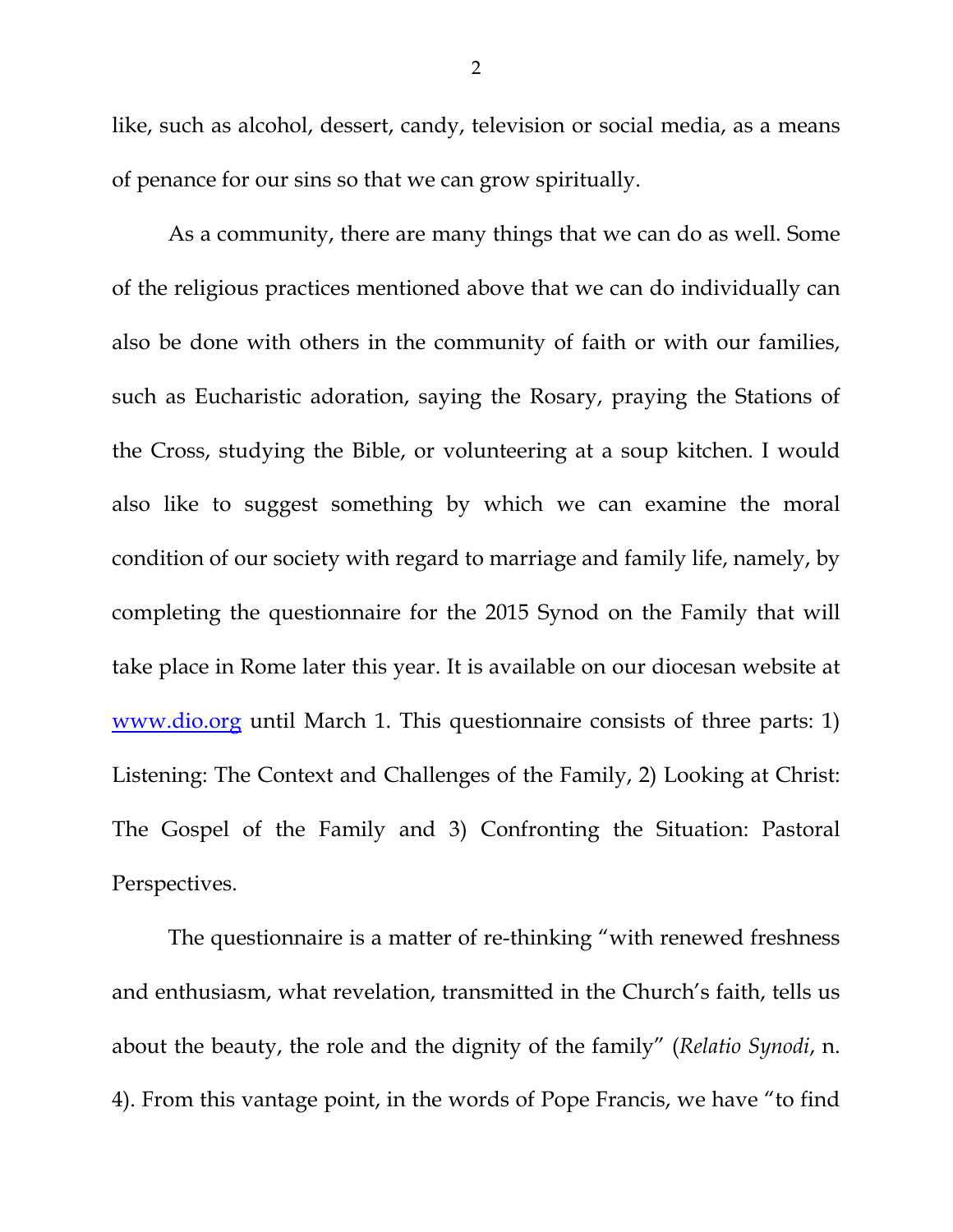like, such as alcohol, dessert, candy, television or social media, as a means of penance for our sins so that we can grow spiritually.

As a community, there are many things that we can do as well. Some of the religious practices mentioned above that we can do individually can also be done with others in the community of faith or with our families, such as Eucharistic adoration, saying the Rosary, praying the Stations of the Cross, studying the Bible, or volunteering at a soup kitchen. I would also like to suggest something by which we can examine the moral condition of our society with regard to marriage and family life, namely, by completing the questionnaire for the 2015 Synod on the Family that will take place in Rome later this year. It is available on our diocesan website at [www.dio.org](http://www.dio.org) until March 1. This questionnaire consists of three parts: 1) Listening: The Context and Challenges of the Family, 2) Looking at Christ: The Gospel of the Family and 3) Confronting the Situation: Pastoral Perspectives.

The questionnaire is a matter of re-thinking "with renewed freshness and enthusiasm, what revelation, transmitted in the Church's faith, tells us about the beauty, the role and the dignity of the family" (*Relatio Synodi*, n. 4). From this vantage point, in the words of Pope Francis, we have "to find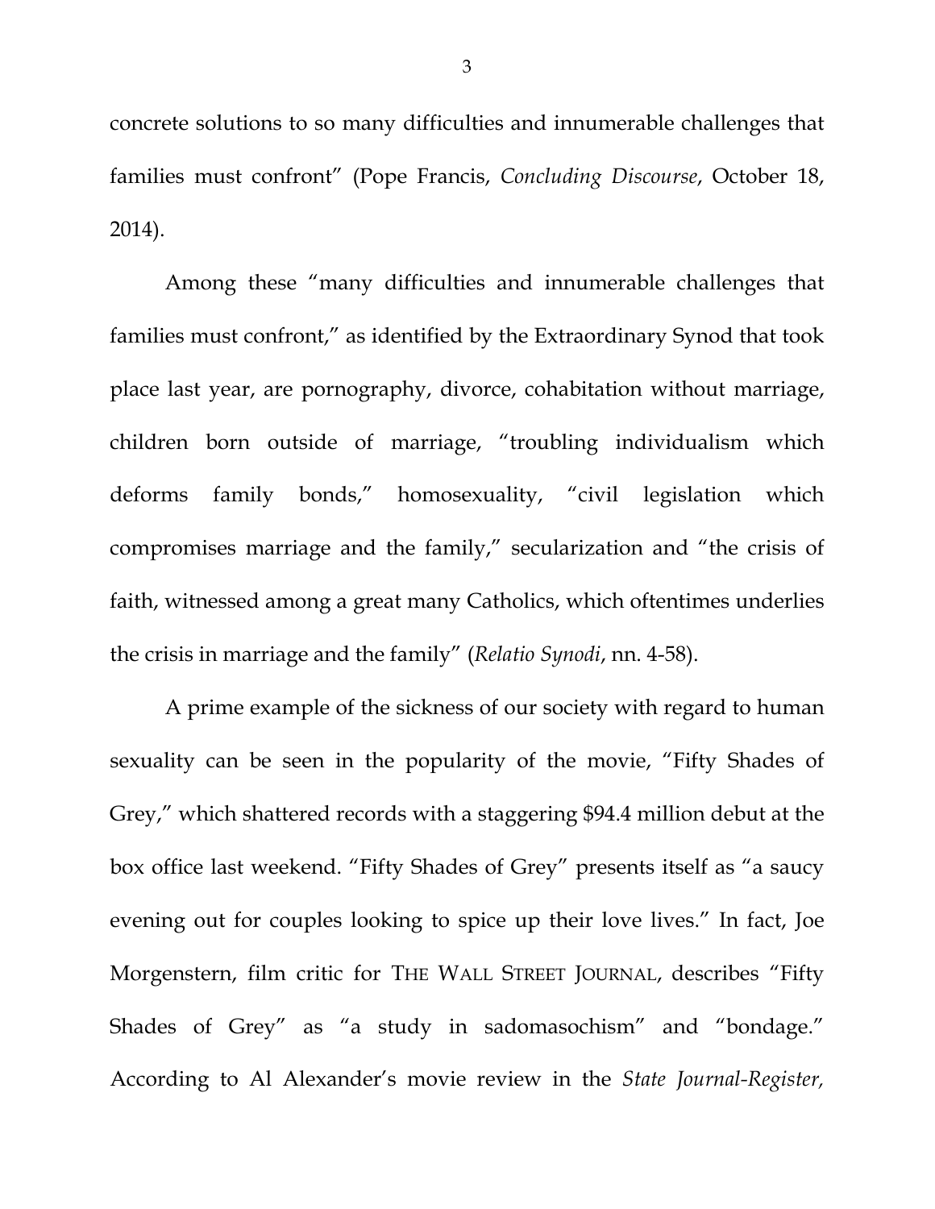concrete solutions to so many difficulties and innumerable challenges that families must confront" (Pope Francis, *Concluding Discourse*, October 18, 2014).

Among these "many difficulties and innumerable challenges that families must confront," as identified by the Extraordinary Synod that took place last year, are pornography, divorce, cohabitation without marriage, children born outside of marriage, "troubling individualism which deforms family bonds," homosexuality, "civil legislation which compromises marriage and the family," secularization and "the crisis of faith, witnessed among a great many Catholics, which oftentimes underlies the crisis in marriage and the family" (*Relatio Synodi*, nn. 4-58).

A prime example of the sickness of our society with regard to human sexuality can be seen in the popularity of the movie, "Fifty Shades of Grey," which shattered records with a staggering $94.4 million debut at the box office last weekend. "Fifty Shades of Grey" presents itself as "a saucy evening out for couples looking to spice up their love lives." In fact, Joe Morgenstern, film critic for THE WALL STREET JOURNAL, describes "Fifty Shades of Grey" as "a study in sadomasochism" and "bondage." According to Al Alexander's movie review in the *State Journal-Register,*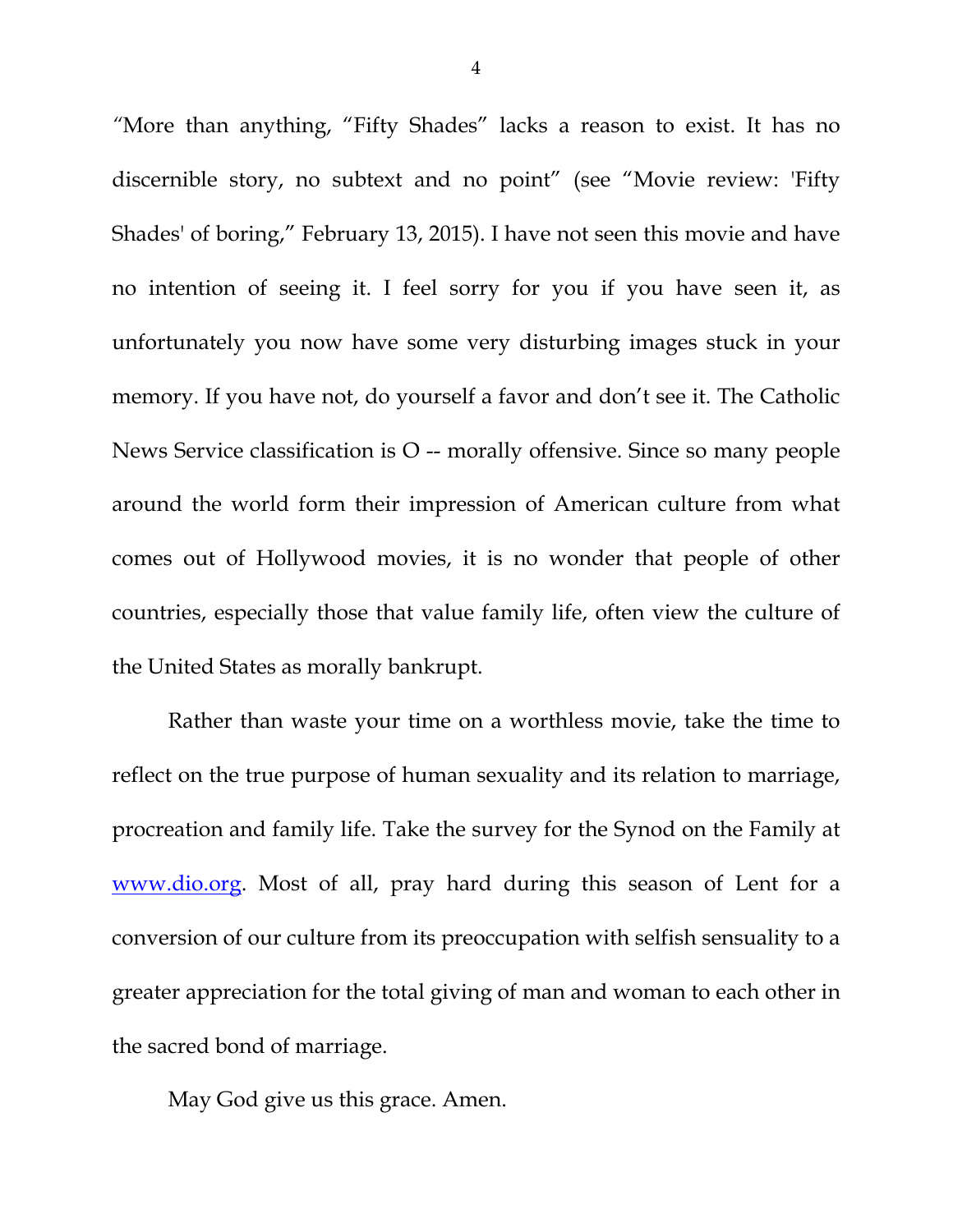"More than anything, "Fifty Shades" lacks a reason to exist. It has no discernible story, no subtext and no point" (see "Movie review: 'Fifty Shades' of boring," February 13, 2015). I have not seen this movie and have no intention of seeing it. I feel sorry for you if you have seen it, as unfortunately you now have some very disturbing images stuck in your memory. If you have not, do yourself a favor and don't see it. The Catholic News Service classification is O -- morally offensive. Since so many people around the world form their impression of American culture from what comes out of Hollywood movies, it is no wonder that people of other countries, especially those that value family life, often view the culture of the United States as morally bankrupt.

Rather than waste your time on a worthless movie, take the time to reflect on the true purpose of human sexuality and its relation to marriage, procreation and family life. Take the survey for the Synod on the Family at [www.dio.org](http://www.dio.org). Most of all, pray hard during this season of Lent for a conversion of our culture from its preoccupation with selfish sensuality to a greater appreciation for the total giving of man and woman to each other in the sacred bond of marriage.

May God give us this grace. Amen.